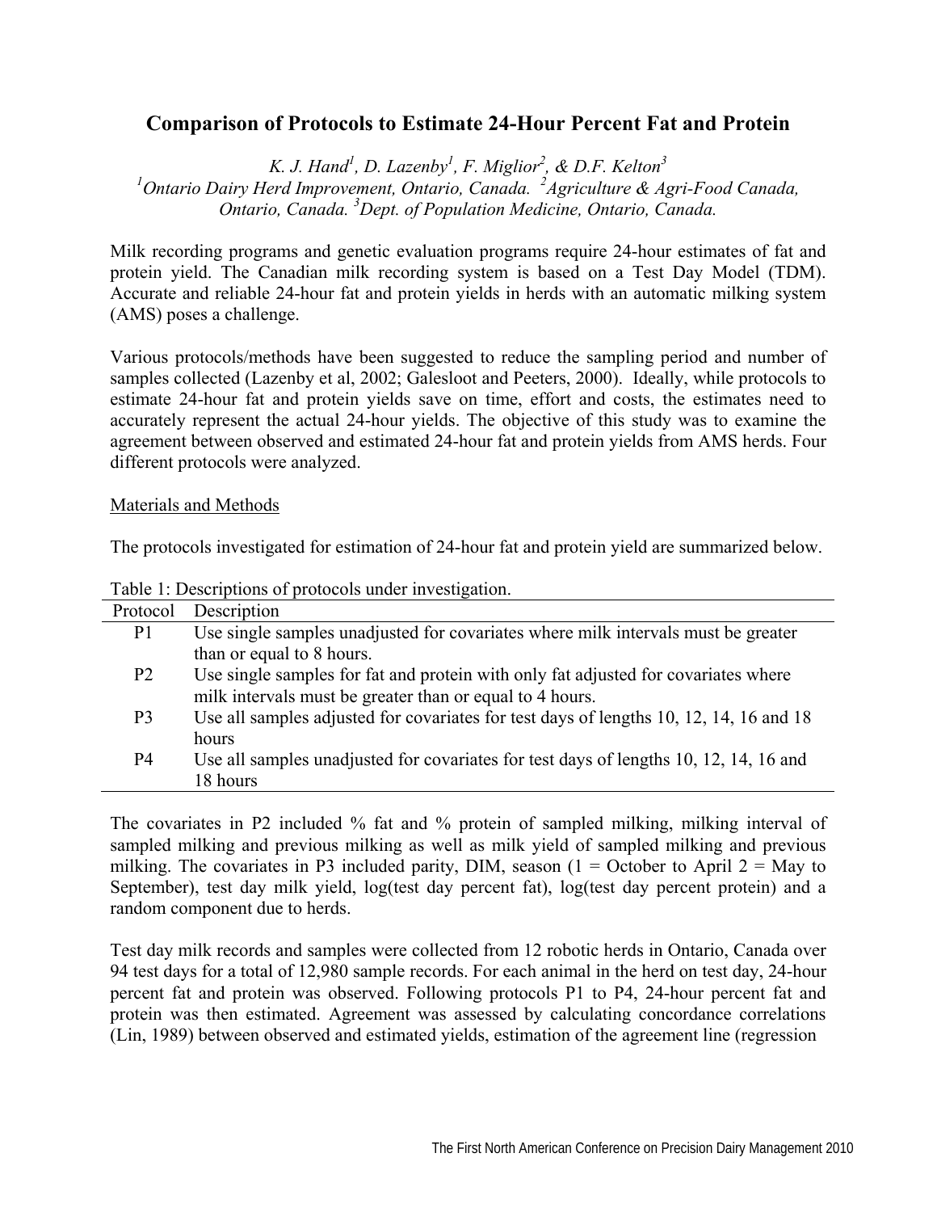# Comparison of Protocols to Estimate 24-Hour Percent Fat and Protein

*K. J. Hand[1], D. Lazenby[1], F. Miglior[2], & D.F. Kelton[3]*
*[1]Ontario Dairy Herd Improvement, Ontario, Canada. [2]Agriculture & Agri-Food Canada, Ontario, Canada. [3]Dept. of Population Medicine, Ontario, Canada.*

Milk recording programs and genetic evaluation programs require 24-hour estimates of fat and protein yield. The Canadian milk recording system is based on a Test Day Model (TDM). Accurate and reliable 24-hour fat and protein yields in herds with an automatic milking system (AMS) poses a challenge.

Various protocols/methods have been suggested to reduce the sampling period and number of samples collected (Lazenby et al, 2002; Galesloot and Peeters, 2000). Ideally, while protocols to estimate 24-hour fat and protein yields save on time, effort and costs, the estimates need to accurately represent the actual 24-hour yields. The objective of this study was to examine the agreement between observed and estimated 24-hour fat and protein yields from AMS herds. Four different protocols were analyzed.

## Materials and Methods

The protocols investigated for estimation of 24-hour fat and protein yield are summarized below.

Table 1: Descriptions of protocols under investigation.

| Protocol | Description |
|---|---|
| P1 | Use single samples unadjusted for covariates where milk intervals must be greater than or equal to 8 hours. |
| P2 | Use single samples for fat and protein with only fat adjusted for covariates where milk intervals must be greater than or equal to 4 hours. |
| P3 | Use all samples adjusted for covariates for test days of lengths 10, 12, 14, 16 and 18 hours |
| P4 | Use all samples unadjusted for covariates for test days of lengths 10, 12, 14, 16 and 18 hours |

The covariates in P2 included % fat and % protein of sampled milking, milking interval of sampled milking and previous milking as well as milk yield of sampled milking and previous milking. The covariates in P3 included parity, DIM, season (1 = October to April 2 = May to September), test day milk yield, log(test day percent fat), log(test day percent protein) and a random component due to herds.

Test day milk records and samples were collected from 12 robotic herds in Ontario, Canada over 94 test days for a total of 12,980 sample records. For each animal in the herd on test day, 24-hour percent fat and protein was observed. Following protocols P1 to P4, 24-hour percent fat and protein was then estimated. Agreement was assessed by calculating concordance correlations (Lin, 1989) between observed and estimated yields, estimation of the agreement line (regression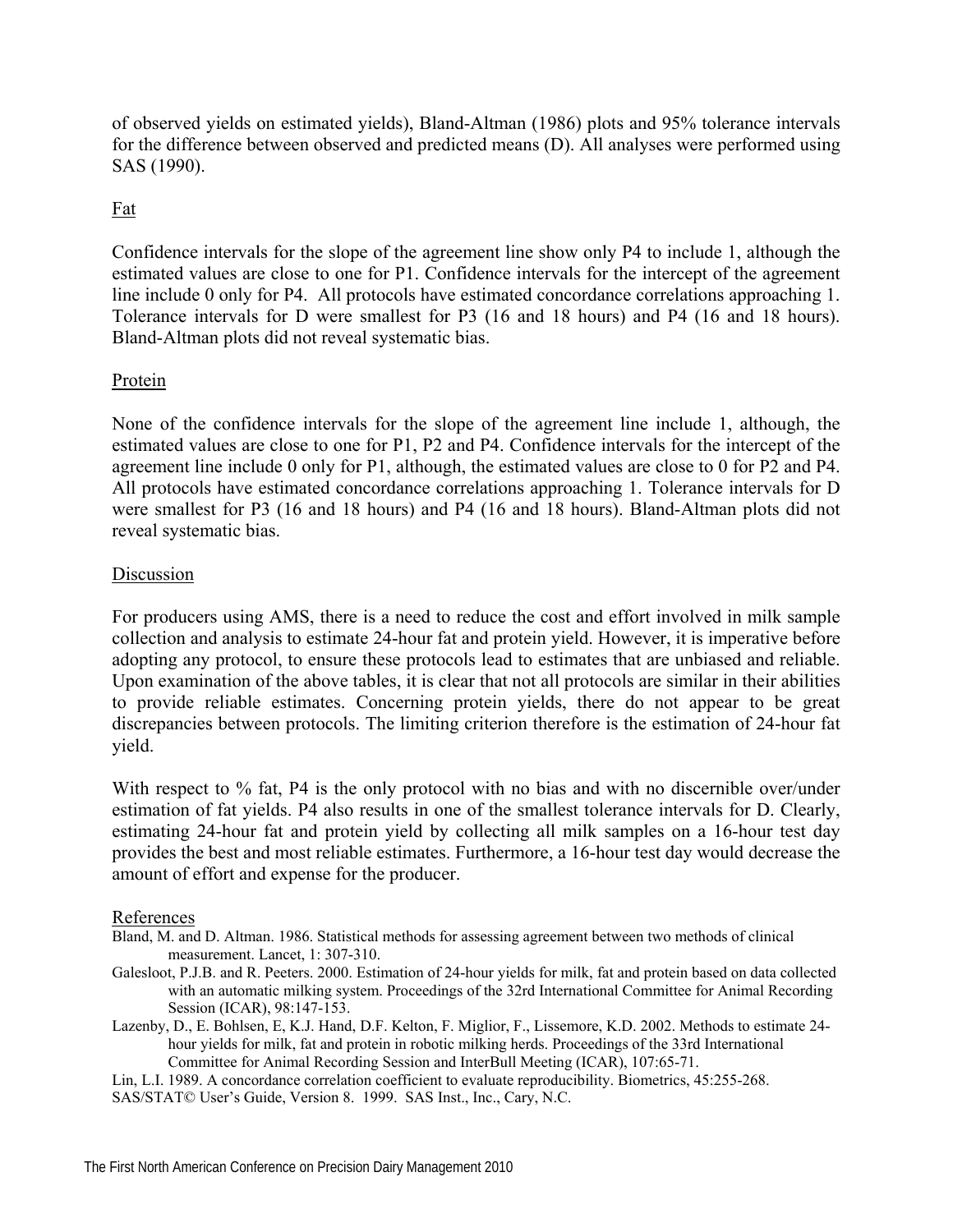of observed yields on estimated yields), Bland-Altman (1986) plots and 95% tolerance intervals for the difference between observed and predicted means (D). All analyses were performed using SAS (1990).

## Fat

Confidence intervals for the slope of the agreement line show only P4 to include 1, although the estimated values are close to one for P1. Confidence intervals for the intercept of the agreement line include 0 only for P4. All protocols have estimated concordance correlations approaching 1. Tolerance intervals for D were smallest for P3 (16 and 18 hours) and P4 (16 and 18 hours). Bland-Altman plots did not reveal systematic bias.

## Protein

None of the confidence intervals for the slope of the agreement line include 1, although, the estimated values are close to one for P1, P2 and P4. Confidence intervals for the intercept of the agreement line include 0 only for P1, although, the estimated values are close to 0 for P2 and P4. All protocols have estimated concordance correlations approaching 1. Tolerance intervals for D were smallest for P3 (16 and 18 hours) and P4 (16 and 18 hours). Bland-Altman plots did not reveal systematic bias.

## Discussion

For producers using AMS, there is a need to reduce the cost and effort involved in milk sample collection and analysis to estimate 24-hour fat and protein yield. However, it is imperative before adopting any protocol, to ensure these protocols lead to estimates that are unbiased and reliable. Upon examination of the above tables, it is clear that not all protocols are similar in their abilities to provide reliable estimates. Concerning protein yields, there do not appear to be great discrepancies between protocols. The limiting criterion therefore is the estimation of 24-hour fat yield.

With respect to % fat, P4 is the only protocol with no bias and with no discernible over/under estimation of fat yields. P4 also results in one of the smallest tolerance intervals for D. Clearly, estimating 24-hour fat and protein yield by collecting all milk samples on a 16-hour test day provides the best and most reliable estimates. Furthermore, a 16-hour test day would decrease the amount of effort and expense for the producer.

## References

Bland, M. and D. Altman. 1986. Statistical methods for assessing agreement between two methods of clinical measurement. Lancet, 1: 307-310.

Galesloot, P.J.B. and R. Peeters. 2000. Estimation of 24-hour yields for milk, fat and protein based on data collected with an automatic milking system. Proceedings of the 32rd International Committee for Animal Recording Session (ICAR), 98:147-153.

Lazenby, D., E. Bohlsen, E, K.J. Hand, D.F. Kelton, F. Miglior, F., Lissemore, K.D. 2002. Methods to estimate 24-hour yields for milk, fat and protein in robotic milking herds. Proceedings of the 33rd International Committee for Animal Recording Session and InterBull Meeting (ICAR), 107:65-71.

Lin, L.I. 1989. A concordance correlation coefficient to evaluate reproducibility. Biometrics, 45:255-268.

SAS/STAT© User's Guide, Version 8. 1999. SAS Inst., Inc., Cary, N.C.